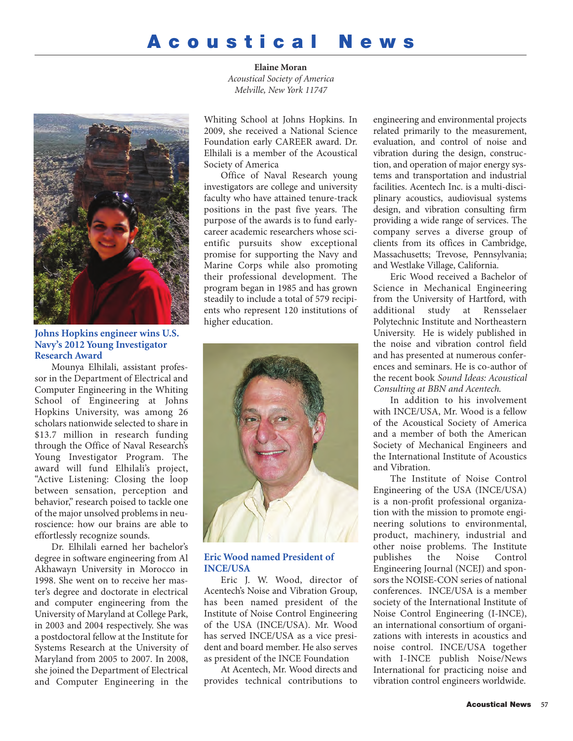# Acoustical News

**Elaine Moran**
*Acoustical Society of America*
*Melville, New York 11747*

## Johns Hopkins engineer wins U.S. Navy's 2012 Young Investigator Research Award

Mounya Elhilali, assistant professor in the Department of Electrical and Computer Engineering in the Whiting School of Engineering at Johns Hopkins University, was among 26 scholars nationwide selected to share in $13.7 million in research funding through the Office of Naval Research's Young Investigator Program. The award will fund Elhilali's project, "Active Listening: Closing the loop between sensation, perception and behavior," research poised to tackle one of the major unsolved problems in neuroscience: how our brains are able to effortlessly recognize sounds.

Dr. Elhilali earned her bachelor's degree in software engineering from Al Akhawayn University in Morocco in 1998. She went on to receive her master's degree and doctorate in electrical and computer engineering from the University of Maryland at College Park, in 2003 and 2004 respectively. She was a postdoctoral fellow at the Institute for Systems Research at the University of Maryland from 2005 to 2007. In 2008, she joined the Department of Electrical and Computer Engineering in the Whiting School at Johns Hopkins. In 2009, she received a National Science Foundation early CAREER award. Dr. Elhilali is a member of the Acoustical Society of America

Office of Naval Research young investigators are college and university faculty who have attained tenure-track positions in the past five years. The purpose of the awards is to fund early-career academic researchers whose scientific pursuits show exceptional promise for supporting the Navy and Marine Corps while also promoting their professional development. The program began in 1985 and has grown steadily to include a total of 579 recipients who represent 120 institutions of higher education.

## Eric Wood named President of INCE/USA

Eric J. W. Wood, director of Acentech's Noise and Vibration Group, has been named president of the Institute of Noise Control Engineering of the USA (INCE/USA). Mr. Wood has served INCE/USA as a vice president and board member. He also serves as president of the INCE Foundation

At Acentech, Mr. Wood directs and provides technical contributions to engineering and environmental projects related primarily to the measurement, evaluation, and control of noise and vibration during the design, construction, and operation of major energy systems and transportation and industrial facilities. Acentech Inc. is a multi-disciplinary acoustics, audiovisual systems design, and vibration consulting firm providing a wide range of services. The company serves a diverse group of clients from its offices in Cambridge, Massachusetts; Trevose, Pennsylvania; and Westlake Village, California.

Eric Wood received a Bachelor of Science in Mechanical Engineering from the University of Hartford, with additional study at Rensselaer Polytechnic Institute and Northeastern University. He is widely published in the noise and vibration control field and has presented at numerous conferences and seminars. He is co-author of the recent book *Sound Ideas: Acoustical Consulting at BBN and Acentech.*

In addition to his involvement with INCE/USA, Mr. Wood is a fellow of the Acoustical Society of America and a member of both the American Society of Mechanical Engineers and the International Institute of Acoustics and Vibration.

The Institute of Noise Control Engineering of the USA (INCE/USA) is a non-profit professional organization with the mission to promote engineering solutions to environmental, product, machinery, industrial and other noise problems. The Institute publishes the Noise Control Engineering Journal (NCEJ) and sponsors the NOISE-CON series of national conferences. INCE/USA is a member society of the International Institute of Noise Control Engineering (I-INCE), an international consortium of organizations with interests in acoustics and noise control. INCE/USA together with I-INCE publish Noise/News International for practicing noise and vibration control engineers worldwide.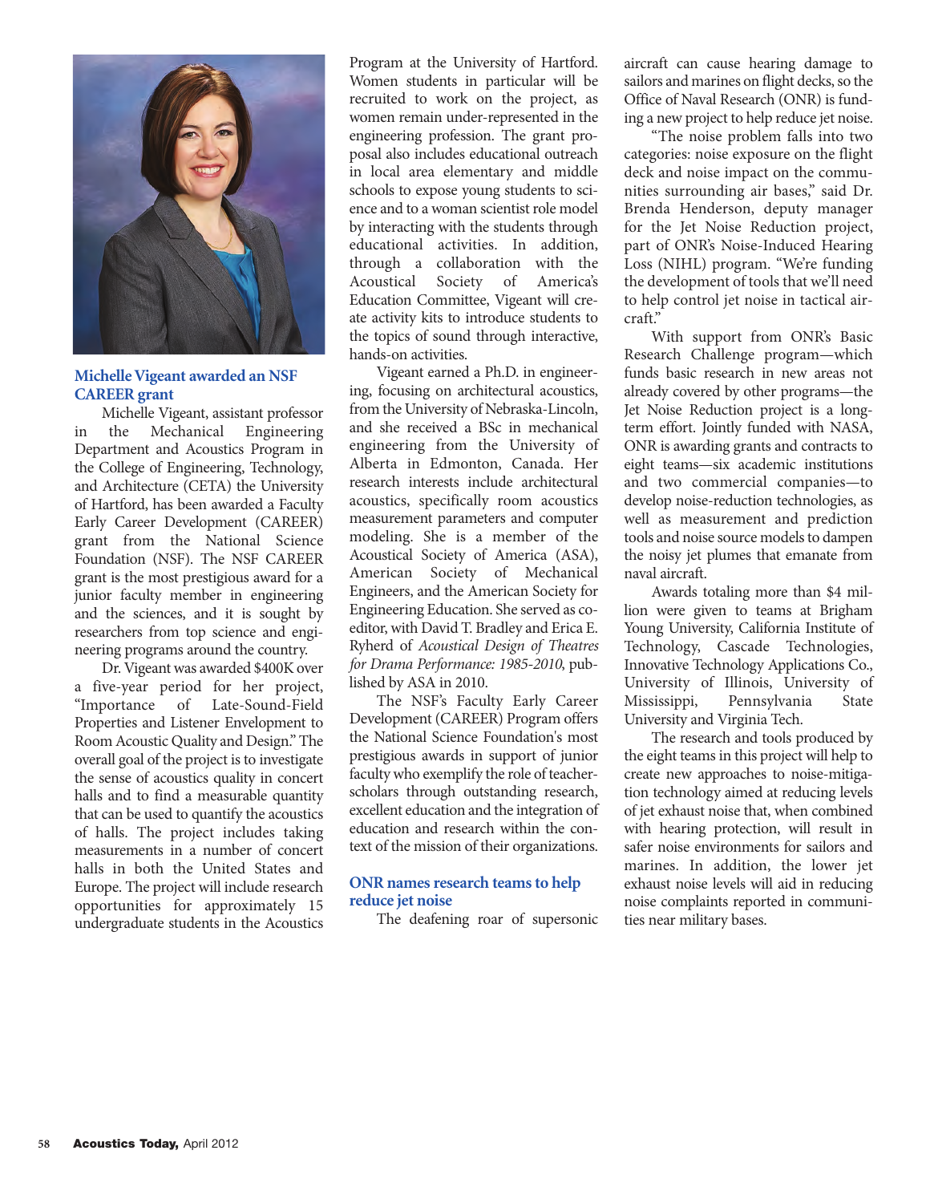## Michelle Vigeant awarded an NSF CAREER grant

Michelle Vigeant, assistant professor in the Mechanical Engineering Department and Acoustics Program in the College of Engineering, Technology, and Architecture (CETA) the University of Hartford, has been awarded a Faculty Early Career Development (CAREER) grant from the National Science Foundation (NSF). The NSF CAREER grant is the most prestigious award for a junior faculty member in engineering and the sciences, and it is sought by researchers from top science and engineering programs around the country.

Dr. Vigeant was awarded $400K over a five-year period for her project, "Importance of Late-Sound-Field Properties and Listener Envelopment to Room Acoustic Quality and Design." The overall goal of the project is to investigate the sense of acoustics quality in concert halls and to find a measurable quantity that can be used to quantify the acoustics of halls. The project includes taking measurements in a number of concert halls in both the United States and Europe. The project will include research opportunities for approximately 15 undergraduate students in the Acoustics Program at the University of Hartford. Women students in particular will be recruited to work on the project, as women remain under-represented in the engineering profession. The grant proposal also includes educational outreach in local area elementary and middle schools to expose young students to science and to a woman scientist role model by interacting with the students through educational activities. In addition, through a collaboration with the Acoustical Society of America's Education Committee, Vigeant will create activity kits to introduce students to the topics of sound through interactive, hands-on activities.

Vigeant earned a Ph.D. in engineering, focusing on architectural acoustics, from the University of Nebraska-Lincoln, and she received a BSc in mechanical engineering from the University of Alberta in Edmonton, Canada. Her research interests include architectural acoustics, specifically room acoustics measurement parameters and computer modeling. She is a member of the Acoustical Society of America (ASA), American Society of Mechanical Engineers, and the American Society for Engineering Education. She served as co-editor, with David T. Bradley and Erica E. Ryherd of *Acoustical Design of Theatres for Drama Performance: 1985-2010*, published by ASA in 2010.

The NSF's Faculty Early Career Development (CAREER) Program offers the National Science Foundation's most prestigious awards in support of junior faculty who exemplify the role of teacher-scholars through outstanding research, excellent education and the integration of education and research within the context of the mission of their organizations.

## ONR names research teams to help reduce jet noise

The deafening roar of supersonic aircraft can cause hearing damage to sailors and marines on flight decks, so the Office of Naval Research (ONR) is funding a new project to help reduce jet noise.

"The noise problem falls into two categories: noise exposure on the flight deck and noise impact on the communities surrounding air bases," said Dr. Brenda Henderson, deputy manager for the Jet Noise Reduction project, part of ONR's Noise-Induced Hearing Loss (NIHL) program. "We're funding the development of tools that we'll need to help control jet noise in tactical aircraft."

With support from ONR's Basic Research Challenge program—which funds basic research in new areas not already covered by other programs—the Jet Noise Reduction project is a long-term effort. Jointly funded with NASA, ONR is awarding grants and contracts to eight teams—six academic institutions and two commercial companies—to develop noise-reduction technologies, as well as measurement and prediction tools and noise source models to dampen the noisy jet plumes that emanate from naval aircraft.

Awards totaling more than $4 million were given to teams at Brigham Young University, California Institute of Technology, Cascade Technologies, Innovative Technology Applications Co., University of Illinois, University of Mississippi, Pennsylvania State University and Virginia Tech.

The research and tools produced by the eight teams in this project will help to create new approaches to noise-mitigation technology aimed at reducing levels of jet exhaust noise that, when combined with hearing protection, will result in safer noise environments for sailors and marines. In addition, the lower jet exhaust noise levels will aid in reducing noise complaints reported in communities near military bases.